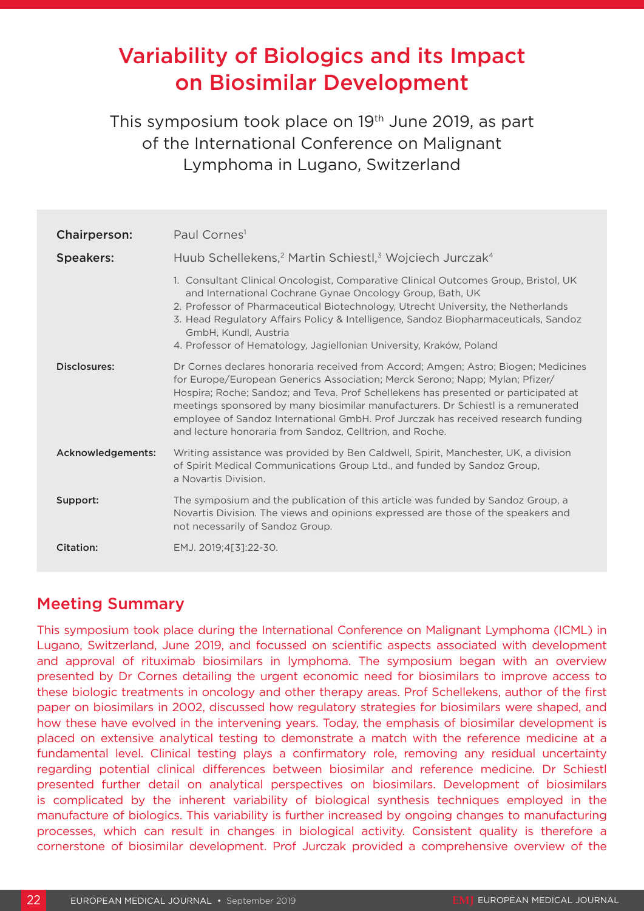# Variability of Biologics and its Impact on Biosimilar Development

This symposium took place on 19th June 2019, as part of the International Conference on Malignant Lymphoma in Lugano, Switzerland

**Chairperson:** Paul Cornes[1]

**Speakers:** Huub Schellekens,[2] Martin Schiestl,[3] Wojciech Jurczak[4]

1. Consultant Clinical Oncologist, Comparative Clinical Outcomes Group, Bristol, UK and International Cochrane Gynae Oncology Group, Bath, UK
2. Professor of Pharmaceutical Biotechnology, Utrecht University, the Netherlands
3. Head Regulatory Affairs Policy & Intelligence, Sandoz Biopharmaceuticals, Sandoz GmbH, Kundl, Austria
4. Professor of Hematology, Jagiellonian University, Kraków, Poland

**Disclosures:** Dr Cornes declares honoraria received from Accord; Amgen; Astro; Biogen; Medicines for Europe/European Generics Association; Merck Serono; Napp; Mylan; Pfizer/Hospira; Roche; Sandoz; and Teva. Prof Schellekens has presented or participated at meetings sponsored by many biosimilar manufacturers. Dr Schiestl is a remunerated employee of Sandoz International GmbH. Prof Jurczak has received research funding and lecture honoraria from Sandoz, Celltrion, and Roche.

**Acknowledgements:** Writing assistance was provided by Ben Caldwell, Spirit, Manchester, UK, a division of Spirit Medical Communications Group Ltd., and funded by Sandoz Group, a Novartis Division.

**Support:** The symposium and the publication of this article was funded by Sandoz Group, a Novartis Division. The views and opinions expressed are those of the speakers and not necessarily of Sandoz Group.

**Citation:** EMJ. 2019;4[3]:22-30.

## Meeting Summary

This symposium took place during the International Conference on Malignant Lymphoma (ICML) in Lugano, Switzerland, June 2019, and focussed on scientific aspects associated with development and approval of rituximab biosimilars in lymphoma. The symposium began with an overview presented by Dr Cornes detailing the urgent economic need for biosimilars to improve access to these biologic treatments in oncology and other therapy areas. Prof Schellekens, author of the first paper on biosimilars in 2002, discussed how regulatory strategies for biosimilars were shaped, and how these have evolved in the intervening years. Today, the emphasis of biosimilar development is placed on extensive analytical testing to demonstrate a match with the reference medicine at a fundamental level. Clinical testing plays a confirmatory role, removing any residual uncertainty regarding potential clinical differences between biosimilar and reference medicine. Dr Schiestl presented further detail on analytical perspectives on biosimilars. Development of biosimilars is complicated by the inherent variability of biological synthesis techniques employed in the manufacture of biologics. This variability is further increased by ongoing changes to manufacturing processes, which can result in changes in biological activity. Consistent quality is therefore a cornerstone of biosimilar development. Prof Jurczak provided a comprehensive overview of the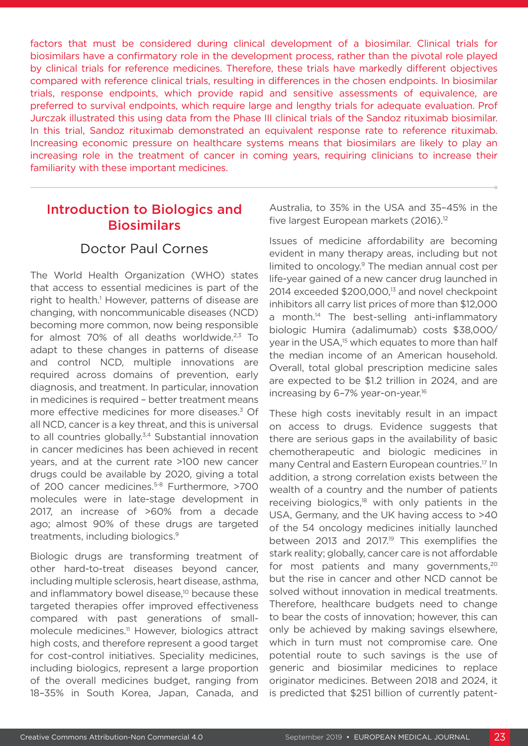factors that must be considered during clinical development of a biosimilar. Clinical trials for biosimilars have a confirmatory role in the development process, rather than the pivotal role played by clinical trials for reference medicines. Therefore, these trials have markedly different objectives compared with reference clinical trials, resulting in differences in the chosen endpoints. In biosimilar trials, response endpoints, which provide rapid and sensitive assessments of equivalence, are preferred to survival endpoints, which require large and lengthy trials for adequate evaluation. Prof Jurczak illustrated this using data from the Phase III clinical trials of the Sandoz rituximab biosimilar. In this trial, Sandoz rituximab demonstrated an equivalent response rate to reference rituximab. Increasing economic pressure on healthcare systems means that biosimilars are likely to play an increasing role in the treatment of cancer in coming years, requiring clinicians to increase their familiarity with these important medicines.

## Introduction to Biologics and Biosimilars

### Doctor Paul Cornes

The World Health Organization (WHO) states that access to essential medicines is part of the right to health.[1] However, patterns of disease are changing, with noncommunicable diseases (NCD) becoming more common, now being responsible for almost 70% of all deaths worldwide.[2,3] To adapt to these changes in patterns of disease and control NCD, multiple innovations are required across domains of prevention, early diagnosis, and treatment. In particular, innovation in medicines is required – better treatment means more effective medicines for more diseases.[3] Of all NCD, cancer is a key threat, and this is universal to all countries globally.[3,4] Substantial innovation in cancer medicines has been achieved in recent years, and at the current rate >100 new cancer drugs could be available by 2020, giving a total of 200 cancer medicines.[5-8] Furthermore, >700 molecules were in late-stage development in 2017, an increase of >60% from a decade ago; almost 90% of these drugs are targeted treatments, including biologics.[9]

Biologic drugs are transforming treatment of other hard-to-treat diseases beyond cancer, including multiple sclerosis, heart disease, asthma, and inflammatory bowel disease,[10] because these targeted therapies offer improved effectiveness compared with past generations of small-molecule medicines.[11] However, biologics attract high costs, and therefore represent a good target for cost-control initiatives. Speciality medicines, including biologics, represent a large proportion of the overall medicines budget, ranging from 18–35% in South Korea, Japan, Canada, and Australia, to 35% in the USA and 35–45% in the five largest European markets (2016).[12]

Issues of medicine affordability are becoming evident in many therapy areas, including but not limited to oncology.[9] The median annual cost per life-year gained of a new cancer drug launched in 2014 exceeded $200,000,[13] and novel checkpoint inhibitors all carry list prices of more than $12,000 a month.[14] The best-selling anti-inflammatory biologic Humira (adalimumab) costs $38,000/year in the USA,[15] which equates to more than half the median income of an American household. Overall, total global prescription medicine sales are expected to be $1.2 trillion in 2024, and are increasing by 6–7% year-on-year.[16]

These high costs inevitably result in an impact on access to drugs. Evidence suggests that there are serious gaps in the availability of basic chemotherapeutic and biologic medicines in many Central and Eastern European countries.[17] In addition, a strong correlation exists between the wealth of a country and the number of patients receiving biologics,[18] with only patients in the USA, Germany, and the UK having access to >40 of the 54 oncology medicines initially launched between 2013 and 2017.[19] This exemplifies the stark reality; globally, cancer care is not affordable for most patients and many governments,[20] but the rise in cancer and other NCD cannot be solved without innovation in medical treatments. Therefore, healthcare budgets need to change to bear the costs of innovation; however, this can only be achieved by making savings elsewhere, which in turn must not compromise care. One potential route to such savings is the use of generic and biosimilar medicines to replace originator medicines. Between 2018 and 2024, it is predicted that $251 billion of currently patent-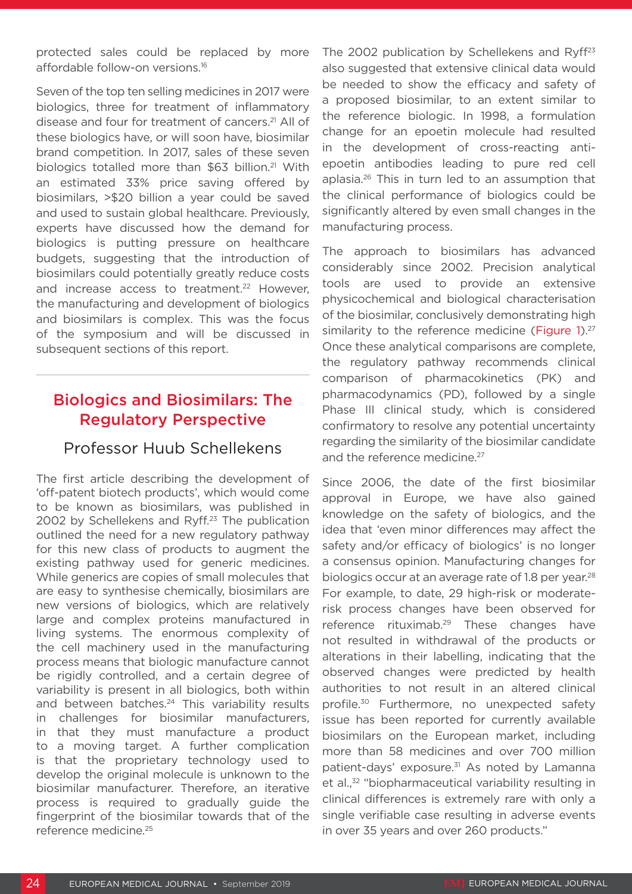protected sales could be replaced by more affordable follow-on versions.[16]

Seven of the top ten selling medicines in 2017 were biologics, three for treatment of inflammatory disease and four for treatment of cancers.[21] All of these biologics have, or will soon have, biosimilar brand competition. In 2017, sales of these seven biologics totalled more than $63 billion.[21] With an estimated 33% price saving offered by biosimilars, >$20 billion a year could be saved and used to sustain global healthcare. Previously, experts have discussed how the demand for biologics is putting pressure on healthcare budgets, suggesting that the introduction of biosimilars could potentially greatly reduce costs and increase access to treatment.[22] However, the manufacturing and development of biologics and biosimilars is complex. This was the focus of the symposium and will be discussed in subsequent sections of this report.

## Biologics and Biosimilars: The Regulatory Perspective

### Professor Huub Schellekens

The first article describing the development of 'off-patent biotech products', which would come to be known as biosimilars, was published in 2002 by Schellekens and Ryff.[23] The publication outlined the need for a new regulatory pathway for this new class of products to augment the existing pathway used for generic medicines. While generics are copies of small molecules that are easy to synthesise chemically, biosimilars are new versions of biologics, which are relatively large and complex proteins manufactured in living systems. The enormous complexity of the cell machinery used in the manufacturing process means that biologic manufacture cannot be rigidly controlled, and a certain degree of variability is present in all biologics, both within and between batches.[24] This variability results in challenges for biosimilar manufacturers, in that they must manufacture a product to a moving target. A further complication is that the proprietary technology used to develop the original molecule is unknown to the biosimilar manufacturer. Therefore, an iterative process is required to gradually guide the fingerprint of the biosimilar towards that of the reference medicine.[25]

The 2002 publication by Schellekens and Ryff[23] also suggested that extensive clinical data would be needed to show the efficacy and safety of a proposed biosimilar, to an extent similar to the reference biologic. In 1998, a formulation change for an epoetin molecule had resulted in the development of cross-reacting anti-epoetin antibodies leading to pure red cell aplasia.[26] This in turn led to an assumption that the clinical performance of biologics could be significantly altered by even small changes in the manufacturing process.

The approach to biosimilars has advanced considerably since 2002. Precision analytical tools are used to provide an extensive physicochemical and biological characterisation of the biosimilar, conclusively demonstrating high similarity to the reference medicine (Figure 1).[27] Once these analytical comparisons are complete, the regulatory pathway recommends clinical comparison of pharmacokinetics (PK) and pharmacodynamics (PD), followed by a single Phase III clinical study, which is considered confirmatory to resolve any potential uncertainty regarding the similarity of the biosimilar candidate and the reference medicine.[27]

Since 2006, the date of the first biosimilar approval in Europe, we have also gained knowledge on the safety of biologics, and the idea that 'even minor differences may affect the safety and/or efficacy of biologics' is no longer a consensus opinion. Manufacturing changes for biologics occur at an average rate of 1.8 per year.[28] For example, to date, 29 high-risk or moderate-risk process changes have been observed for reference rituximab.[29] These changes have not resulted in withdrawal of the products or alterations in their labelling, indicating that the observed changes were predicted by health authorities to not result in an altered clinical profile.[30] Furthermore, no unexpected safety issue has been reported for currently available biosimilars on the European market, including more than 58 medicines and over 700 million patient-days' exposure.[31] As noted by Lamanna et al.,[32] "biopharmaceutical variability resulting in clinical differences is extremely rare with only a single verifiable case resulting in adverse events in over 35 years and over 260 products."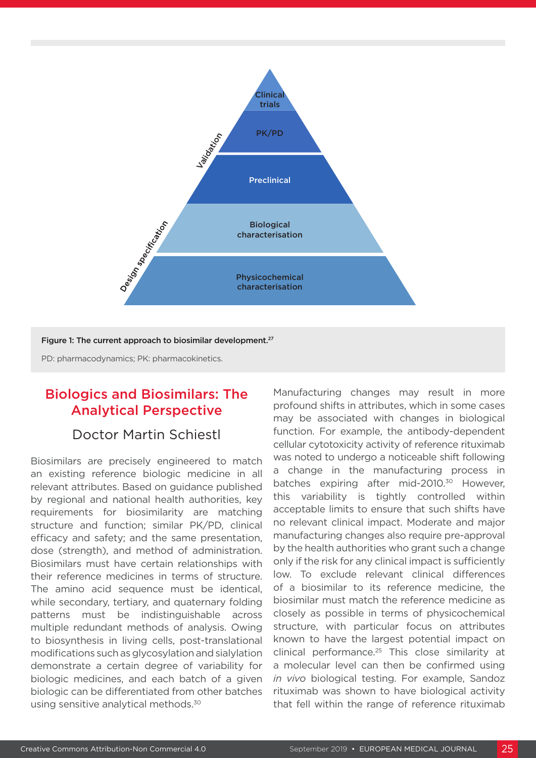Clinical trials

PK/PD

Preclinical

Biological characterisation

Physicochemical characterisation

Validation

Design specification

**Figure 1: The current approach to biosimilar development.**[27]

PD: pharmacodynamics; PK: pharmacokinetics.

## Biologics and Biosimilars: The Analytical Perspective

### Doctor Martin Schiestl

Biosimilars are precisely engineered to match an existing reference biologic medicine in all relevant attributes. Based on guidance published by regional and national health authorities, key requirements for biosimilarity are matching structure and function; similar PK/PD, clinical efficacy and safety; and the same presentation, dose (strength), and method of administration. Biosimilars must have certain relationships with their reference medicines in terms of structure. The amino acid sequence must be identical, while secondary, tertiary, and quaternary folding patterns must be indistinguishable across multiple redundant methods of analysis. Owing to biosynthesis in living cells, post-translational modifications such as glycosylation and sialylation demonstrate a certain degree of variability for biologic medicines, and each batch of a given biologic can be differentiated from other batches using sensitive analytical methods.[30]

Manufacturing changes may result in more profound shifts in attributes, which in some cases may be associated with changes in biological function. For example, the antibody-dependent cellular cytotoxicity activity of reference rituximab was noted to undergo a noticeable shift following a change in the manufacturing process in batches expiring after mid-2010.[30] However, this variability is tightly controlled within acceptable limits to ensure that such shifts have no relevant clinical impact. Moderate and major manufacturing changes also require pre-approval by the health authorities who grant such a change only if the risk for any clinical impact is sufficiently low. To exclude relevant clinical differences of a biosimilar to its reference medicine, the biosimilar must match the reference medicine as closely as possible in terms of physicochemical structure, with particular focus on attributes known to have the largest potential impact on clinical performance.[25] This close similarity at a molecular level can then be confirmed using *in vivo* biological testing. For example, Sandoz rituximab was shown to have biological activity that fell within the range of reference rituximab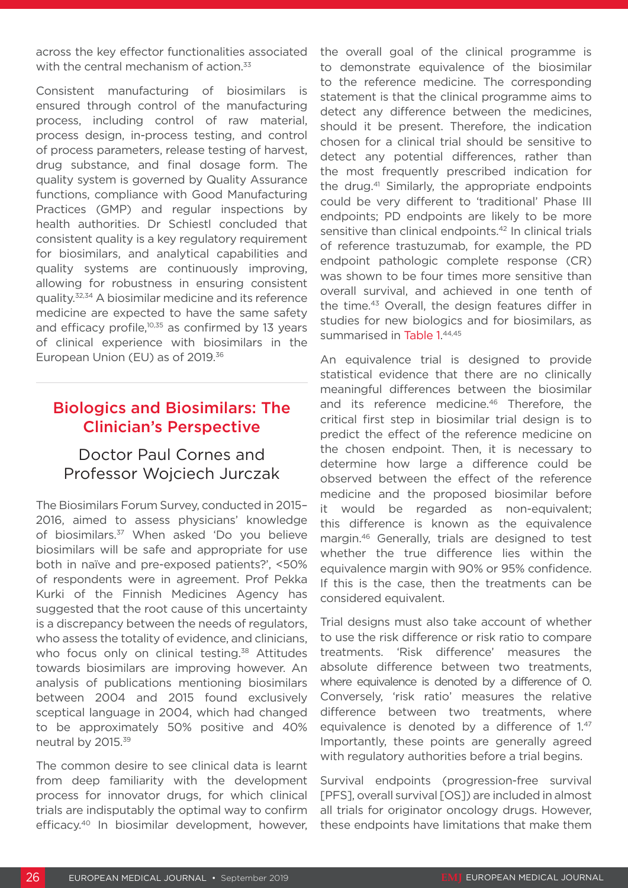across the key effector functionalities associated with the central mechanism of action.[33]

Consistent manufacturing of biosimilars is ensured through control of the manufacturing process, including control of raw material, process design, in-process testing, and control of process parameters, release testing of harvest, drug substance, and final dosage form. The quality system is governed by Quality Assurance functions, compliance with Good Manufacturing Practices (GMP) and regular inspections by health authorities. Dr Schiestl concluded that consistent quality is a key regulatory requirement for biosimilars, and analytical capabilities and quality systems are continuously improving, allowing for robustness in ensuring consistent quality.[32,34] A biosimilar medicine and its reference medicine are expected to have the same safety and efficacy profile,[10,35] as confirmed by 13 years of clinical experience with biosimilars in the European Union (EU) as of 2019.[36]

## Biologics and Biosimilars: The Clinician's Perspective

### Doctor Paul Cornes and Professor Wojciech Jurczak

The Biosimilars Forum Survey, conducted in 2015–2016, aimed to assess physicians' knowledge of biosimilars.[37] When asked 'Do you believe biosimilars will be safe and appropriate for use both in naïve and pre-exposed patients?', <50% of respondents were in agreement. Prof Pekka Kurki of the Finnish Medicines Agency has suggested that the root cause of this uncertainty is a discrepancy between the needs of regulators, who assess the totality of evidence, and clinicians, who focus only on clinical testing.[38] Attitudes towards biosimilars are improving however. An analysis of publications mentioning biosimilars between 2004 and 2015 found exclusively sceptical language in 2004, which had changed to be approximately 50% positive and 40% neutral by 2015.[39]

The common desire to see clinical data is learnt from deep familiarity with the development process for innovator drugs, for which clinical trials are indisputably the optimal way to confirm efficacy.[40] In biosimilar development, however, the overall goal of the clinical programme is to demonstrate equivalence of the biosimilar to the reference medicine. The corresponding statement is that the clinical programme aims to detect any difference between the medicines, should it be present. Therefore, the indication chosen for a clinical trial should be sensitive to detect any potential differences, rather than the most frequently prescribed indication for the drug.[41] Similarly, the appropriate endpoints could be very different to 'traditional' Phase III endpoints; PD endpoints are likely to be more sensitive than clinical endpoints.[42] In clinical trials of reference trastuzumab, for example, the PD endpoint pathologic complete response (CR) was shown to be four times more sensitive than overall survival, and achieved in one tenth of the time.[43] Overall, the design features differ in studies for new biologics and for biosimilars, as summarised in Table 1.[44,45]

An equivalence trial is designed to provide statistical evidence that there are no clinically meaningful differences between the biosimilar and its reference medicine.[46] Therefore, the critical first step in biosimilar trial design is to predict the effect of the reference medicine on the chosen endpoint. Then, it is necessary to determine how large a difference could be observed between the effect of the reference medicine and the proposed biosimilar before it would be regarded as non-equivalent; this difference is known as the equivalence margin.[46] Generally, trials are designed to test whether the true difference lies within the equivalence margin with 90% or 95% confidence. If this is the case, then the treatments can be considered equivalent.

Trial designs must also take account of whether to use the risk difference or risk ratio to compare treatments. 'Risk difference' measures the absolute difference between two treatments, where equivalence is denoted by a difference of 0. Conversely, 'risk ratio' measures the relative difference between two treatments, where equivalence is denoted by a difference of 1.[47] Importantly, these points are generally agreed with regulatory authorities before a trial begins.

Survival endpoints (progression-free survival [PFS], overall survival [OS]) are included in almost all trials for originator oncology drugs. However, these endpoints have limitations that make them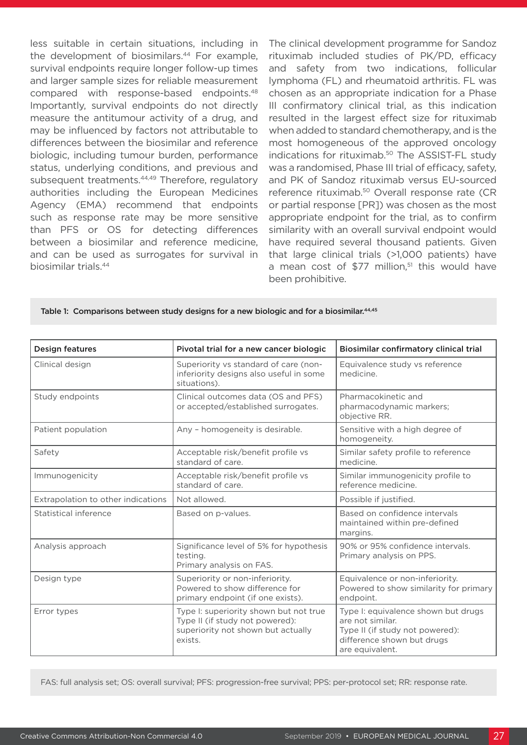less suitable in certain situations, including in the development of biosimilars.[44] For example, survival endpoints require longer follow-up times and larger sample sizes for reliable measurement compared with response-based endpoints.[48] Importantly, survival endpoints do not directly measure the antitumour activity of a drug, and may be influenced by factors not attributable to differences between the biosimilar and reference biologic, including tumour burden, performance status, underlying conditions, and previous and subsequent treatments.[44,49] Therefore, regulatory authorities including the European Medicines Agency (EMA) recommend that endpoints such as response rate may be more sensitive than PFS or OS for detecting differences between a biosimilar and reference medicine, and can be used as surrogates for survival in biosimilar trials.[44]

The clinical development programme for Sandoz rituximab included studies of PK/PD, efficacy and safety from two indications, follicular lymphoma (FL) and rheumatoid arthritis. FL was chosen as an appropriate indication for a Phase III confirmatory clinical trial, as this indication resulted in the largest effect size for rituximab when added to standard chemotherapy, and is the most homogeneous of the approved oncology indications for rituximab.[50] The ASSIST-FL study was a randomised, Phase III trial of efficacy, safety, and PK of Sandoz rituximab versus EU-sourced reference rituximab.[50] Overall response rate (CR or partial response [PR]) was chosen as the most appropriate endpoint for the trial, as to confirm similarity with an overall survival endpoint would have required several thousand patients. Given that large clinical trials (>1,000 patients) have a mean cost of $77 million,[51] this would have been prohibitive.

**Table 1: Comparisons between study designs for a new biologic and for a biosimilar.[44,45]**

| Design features | Pivotal trial for a new cancer biologic | Biosimilar confirmatory clinical trial |
|---|---|---|
| Clinical design | Superiority vs standard of care (non-inferiority designs also useful in some situations). | Equivalence study vs reference medicine. |
| Study endpoints | Clinical outcomes data (OS and PFS) or accepted/established surrogates. | Pharmacokinetic and pharmacodynamic markers; objective RR. |
| Patient population | Any – homogeneity is desirable. | Sensitive with a high degree of homogeneity. |
| Safety | Acceptable risk/benefit profile vs standard of care. | Similar safety profile to reference medicine. |
| Immunogenicity | Acceptable risk/benefit profile vs standard of care. | Similar immunogenicity profile to reference medicine. |
| Extrapolation to other indications | Not allowed. | Possible if justified. |
| Statistical inference | Based on p-values. | Based on confidence intervals maintained within pre-defined margins. |
| Analysis approach | Significance level of 5% for hypothesis testing. Primary analysis on FAS. | 90% or 95% confidence intervals. Primary analysis on PPS. |
| Design type | Superiority or non-inferiority. Powered to show difference for primary endpoint (if one exists). | Equivalence or non-inferiority. Powered to show similarity for primary endpoint. |
| Error types | Type I: superiority shown but not true Type II (if study not powered): superiority not shown but actually exists. | Type I: equivalence shown but drugs are not similar. Type II (if study not powered): difference shown but drugs are equivalent. |

FAS: full analysis set; OS: overall survival; PFS: progression-free survival; PPS: per-protocol set; RR: response rate.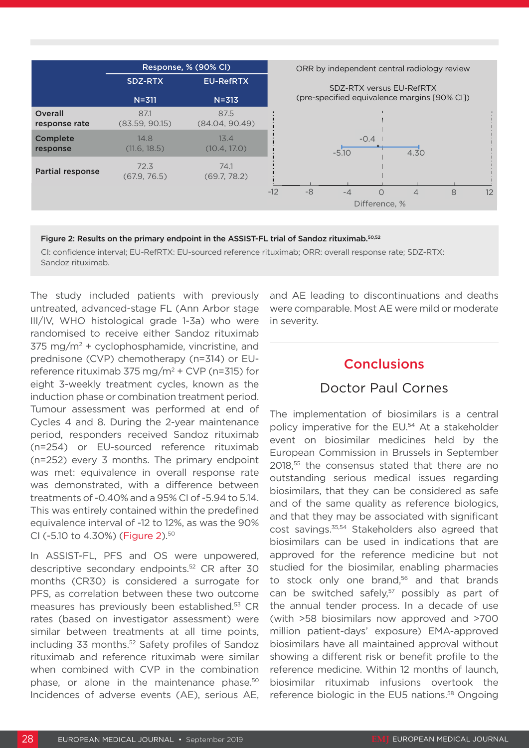| | Response, % (90% CI) | |
|---|---|---|
| | SDZ-RTX | EU-RefRTX |
| | N=311 | N=313 |
| Overall response rate | 87.1 (83.59, 90.15) | 87.5 (84.04, 90.49) |
| Complete response | 14.8 (11.6, 18.5) | 13.4 (10.4, 17.0) |
| Partial response | 72.3 (67.9, 76.5) | 74.1 (69.7, 78.2) |

ORR by independent central radiology review

SDZ-RTX versus EU-RefRTX (pre-specified equivalence margins [90% CI])

-0.4 (-5.10, 4.30)

Difference, %

**Figure 2: Results on the primary endpoint in the ASSIST-FL trial of Sandoz rituximab.**[50,52]

CI: confidence interval; EU-RefRTX: EU-sourced reference rituximab; ORR: overall response rate; SDZ-RTX: Sandoz rituximab.

The study included patients with previously untreated, advanced-stage FL (Ann Arbor stage III/IV, WHO histological grade 1-3a) who were randomised to receive either Sandoz rituximab 375 mg/m$^2$ + cyclophosphamide, vincristine, and prednisone (CVP) chemotherapy (n=314) or EU-reference rituximab 375 mg/m$^2$ + CVP (n=315) for eight 3-weekly treatment cycles, known as the induction phase or combination treatment period. Tumour assessment was performed at end of Cycles 4 and 8. During the 2-year maintenance period, responders received Sandoz rituximab (n=254) or EU-sourced reference rituximab (n=252) every 3 months. The primary endpoint was met: equivalence in overall response rate was demonstrated, with a difference between treatments of -0.40% and a 95% CI of -5.94 to 5.14. This was entirely contained within the predefined equivalence interval of -12 to 12%, as was the 90% CI (-5.10 to 4.30%) (Figure 2).[50]

In ASSIST-FL, PFS and OS were unpowered, descriptive secondary endpoints.[52] CR after 30 months (CR30) is considered a surrogate for PFS, as correlation between these two outcome measures has previously been established.[53] CR rates (based on investigator assessment) were similar between treatments at all time points, including 33 months.[52] Safety profiles of Sandoz rituximab and reference rituximab were similar when combined with CVP in the combination phase, or alone in the maintenance phase.[50] Incidences of adverse events (AE), serious AE, and AE leading to discontinuations and deaths were comparable. Most AE were mild or moderate in severity.

## Conclusions

### Doctor Paul Cornes

The implementation of biosimilars is a central policy imperative for the EU.[54] At a stakeholder event on biosimilar medicines held by the European Commission in Brussels in September 2018,[55] the consensus stated that there are no outstanding serious medical issues regarding biosimilars, that they can be considered as safe and of the same quality as reference biologics, and that they may be associated with significant cost savings.[35,54] Stakeholders also agreed that biosimilars can be used in indications that are approved for the reference medicine but not studied for the biosimilar, enabling pharmacies to stock only one brand,[56] and that brands can be switched safely,[57] possibly as part of the annual tender process. In a decade of use (with >58 biosimilars now approved and >700 million patient-days' exposure) EMA-approved biosimilars have all maintained approval without showing a different risk or benefit profile to the reference medicine. Within 12 months of launch, biosimilar rituximab infusions overtook the reference biologic in the EU5 nations.[58] Ongoing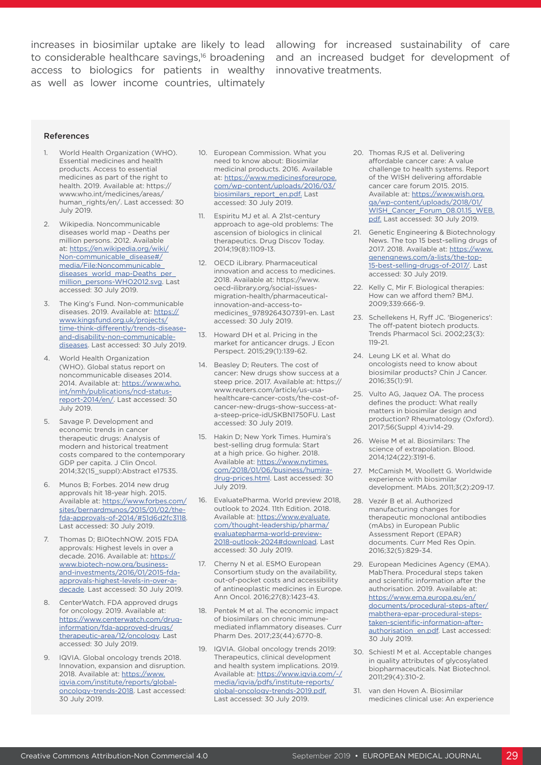increases in biosimilar uptake are likely to lead to considerable healthcare savings,[16] broadening access to biologics for patients in wealthy as well as lower income countries, ultimately allowing for increased sustainability of care and an increased budget for development of innovative treatments.

## References

1. World Health Organization (WHO). Essential medicines and health products. Access to essential medicines as part of the right to health. 2019. Available at: https://www.who.int/medicines/areas/human_rights/en/. Last accessed: 30 July 2019.
2. Wikipedia. Noncommunicable diseases world map - Deaths per million persons. 2012. Available at: https://en.wikipedia.org/wiki/Non-communicable_disease#/media/File:Noncommunicable_diseases_world_map-Deaths_per_million_persons-WHO2012.svg. Last accessed: 30 July 2019.
3. The King's Fund. Non-communicable diseases. 2019. Available at: https://www.kingsfund.org.uk/projects/time-think-differently/trends-disease-and-disability-non-communicable-diseases. Last accessed: 30 July 2019.
4. World Health Organization (WHO). Global status report on noncommunicable diseases 2014. 2014. Available at: https://www.who.int/nmh/publications/ncd-status-report-2014/en/. Last accessed: 30 July 2019.
5. Savage P. Development and economic trends in cancer therapeutic drugs: Analysis of modern and historical treatment costs compared to the contemporary GDP per capita. J Clin Oncol. 2014;32(15_suppl):Abstract e17535.
6. Munos B; Forbes. 2014 new drug approvals hit 18-year high. 2015. Available at: https://www.forbes.com/sites/bernardmunos/2015/01/02/the-fda-approvals-of-2014/#51d6d2fc3118. Last accessed: 30 July 2019.
7. Thomas D; BIOtechNOW. 2015 FDA approvals: Highest levels in over a decade. 2016. Available at: https://www.biotech-now.org/business-and-investments/2016/01/2015-fda-approvals-highest-levels-in-over-a-decade. Last accessed: 30 July 2019.
8. CenterWatch. FDA approved drugs for oncology. 2019. Available at: https://www.centerwatch.com/drug-information/fda-approved-drugs/therapeutic-area/12/oncology. Last accessed: 30 July 2019.
9. IQVIA. Global oncology trends 2018. Innovation, expansion and disruption. 2018. Available at: https://www.iqvia.com/institute/reports/global-oncology-trends-2018. Last accessed: 30 July 2019.
10. European Commission. What you need to know about: Biosimilar medicinal products. 2016. Available at: https://www.medicinesforeurope.com/wp-content/uploads/2016/03/biosimilars_report_en.pdf. Last accessed: 30 July 2019.
11. Espiritu MJ et al. A 21st-century approach to age-old problems: The ascension of biologics in clinical therapeutics. Drug Discov Today. 2014;19(8):1109-13.
12. OECD iLibrary. Pharmaceutical innovation and access to medicines. 2018. Available at: https://www.oecd-ilibrary.org/social-issues-migration-health/pharmaceutical-innovation-and-access-to-medicines_9789264307391-en. Last accessed: 30 July 2019.
13. Howard DH et al. Pricing in the market for anticancer drugs. J Econ Perspect. 2015;29(1):139-62.
14. Beasley D; Reuters. The cost of cancer: New drugs show success at a steep price. 2017. Available at: https://www.reuters.com/article/us-usa-healthcare-cancer-costs/the-cost-of-cancer-new-drugs-show-success-at-a-steep-price-idUSKBN1750FU. Last accessed: 30 July 2019.
15. Hakin D; New York Times. Humira's best-selling drug formula: Start at a high price. Go higher. 2018. Available at: https://www.nytimes.com/2018/01/06/business/humira-drug-prices.html. Last accessed: 30 July 2019.
16. EvaluatePharma. World preview 2018, outlook to 2024. 11th Edition. 2018. Available at: https://www.evaluate.com/thought-leadership/pharma/evaluatepharma-world-preview-2018-outlook-2024#download. Last accessed: 30 July 2019.
17. Cherny N et al. ESMO European Consortium study on the availability, out-of-pocket costs and accessibility of antineoplastic medicines in Europe. Ann Oncol. 2016;27(8):1423-43.
18. Pentek M et al. The economic impact of biosimilars on chronic immune-mediated inflammatory diseases. Curr Pharm Des. 2017;23(44):6770-8.
19. IQVIA. Global oncology trends 2019: Therapeutics, clinical development and health system implications. 2019. Available at: https://www.iqvia.com/-/media/iqvia/pdfs/institute-reports/global-oncology-trends-2019.pdf. Last accessed: 30 July 2019.
20. Thomas RJS et al. Delivering affordable cancer care: A value challenge to health systems. Report of the WISH delivering affordable cancer care forum 2015. 2015. Available at: https://www.wish.org.qa/wp-content/uploads/2018/01/WISH_Cancer_Forum_08.01.15_WEB.pdf. Last accessed: 30 July 2019.
21. Genetic Engineering & Biotechnology News. The top 15 best-selling drugs of 2017. 2018. Available at: https://www.genengnews.com/a-lists/the-top-15-best-selling-drugs-of-2017/. Last accessed: 30 July 2019.
22. Kelly C, Mir F. Biological therapies: How can we afford them? BMJ. 2009;339:666-9.
23. Schellekens H, Ryff JC. 'Biogenerics': The off-patent biotech products. Trends Pharmacol Sci. 2002;23(3):119-21.
24. Leung LK et al. What do oncologists need to know about biosimilar products? Chin J Cancer. 2016;35(1):91.
25. Vulto AG, Jaquez OA. The process defines the product: What really matters in biosimilar design and production? Rheumatology (Oxford). 2017;56(Suppl 4):iv14-29.
26. Weise M et al. Biosimilars: The science of extrapolation. Blood. 2014;124(22):3191-6.
27. McCamish M, Woollett G. Worldwide experience with biosimilar development. MAbs. 2011;3(2):209-17.
28. Vezér B et al. Authorized manufacturing changes for therapeutic monoclonal antibodies (mAbs) in European Public Assessment Report (EPAR) documents. Curr Med Res Opin. 2016;32(5):829-34.
29. European Medicines Agency (EMA). MabThera. Procedural steps taken and scientific information after the authorisation. 2019. Available at: https://www.ema.europa.eu/en/documents/procedural-steps-after/mabthera-epar-procedural-steps-taken-scientific-information-after-authorisation_en.pdf. Last accessed: 30 July 2019.
30. Schiestl M et al. Acceptable changes in quality attributes of glycosylated biopharmaceuticals. Nat Biotechnol. 2011;29(4):310-2.
31. van den Hoven A. Biosimilar medicines clinical use: An experience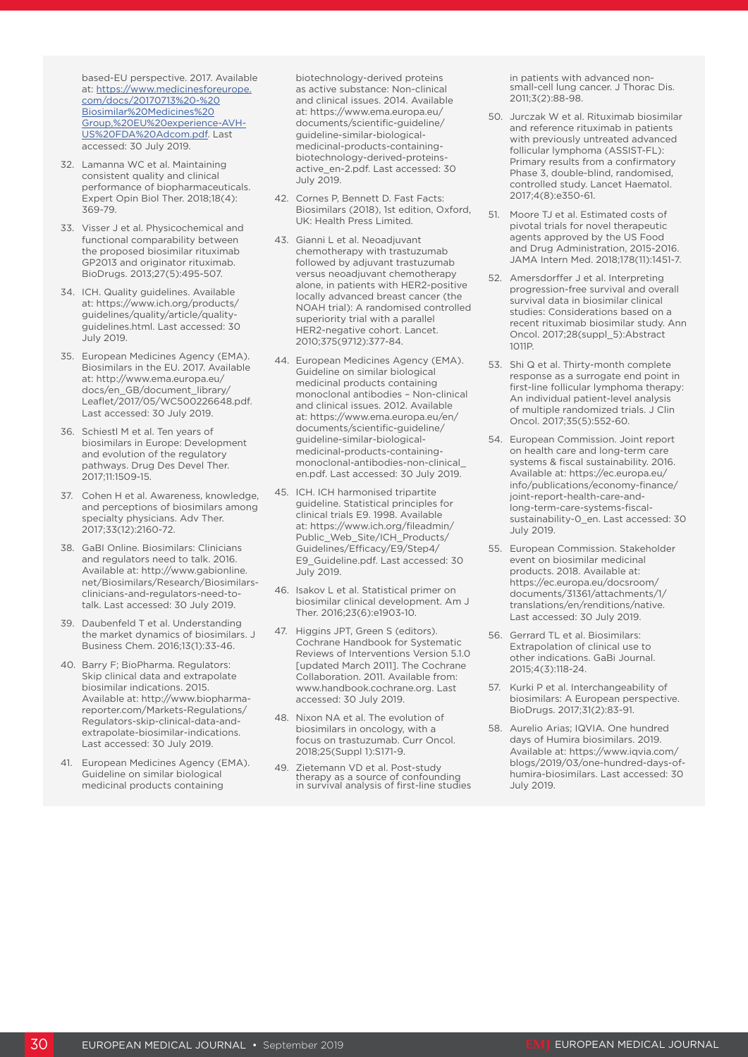based-EU perspective. 2017. Available at: https://www.medicinesforeurope.com/docs/20170713%20-%20Biosimilar%20Medicines%20Group,%20EU%20experience-AVH-US%20FDA%20Adcom.pdf. Last accessed: 30 July 2019.

32. Lamanna WC et al. Maintaining consistent quality and clinical performance of biopharmaceuticals. Expert Opin Biol Ther. 2018;18(4):369-79.

33. Visser J et al. Physicochemical and functional comparability between the proposed biosimilar rituximab GP2013 and originator rituximab. BioDrugs. 2013;27(5):495-507.

34. ICH. Quality guidelines. Available at: https://www.ich.org/products/guidelines/quality/article/quality-guidelines.html. Last accessed: 30 July 2019.

35. European Medicines Agency (EMA). Biosimilars in the EU. 2017. Available at: http://www.ema.europa.eu/docs/en_GB/document_library/Leaflet/2017/05/WC500226648.pdf. Last accessed: 30 July 2019.

36. Schiestl M et al. Ten years of biosimilars in Europe: Development and evolution of the regulatory pathways. Drug Des Devel Ther. 2017;11:1509-15.

37. Cohen H et al. Awareness, knowledge, and perceptions of biosimilars among specialty physicians. Adv Ther. 2017;33(12):2160-72.

38. GaBI Online. Biosimilars: Clinicians and regulators need to talk. 2016. Available at: http://www.gabionline.net/Biosimilars/Research/Biosimilars-clinicians-and-regulators-need-to-talk. Last accessed: 30 July 2019.

39. Daubenfeld T et al. Understanding the market dynamics of biosimilars. J Business Chem. 2016;13(1):33-46.

40. Barry F; BioPharma. Regulators: Skip clinical data and extrapolate biosimilar indications. 2015. Available at: http://www.biopharma-reporter.com/Markets-Regulations/Regulators-skip-clinical-data-and-extrapolate-biosimilar-indications. Last accessed: 30 July 2019.

41. European Medicines Agency (EMA). Guideline on similar biological medicinal products containing biotechnology-derived proteins as active substance: Non-clinical and clinical issues. 2014. Available at: https://www.ema.europa.eu/documents/scientific-guideline/guideline-similar-biological-medicinal-products-containing-biotechnology-derived-proteins-active_en-2.pdf. Last accessed: 30 July 2019.

42. Cornes P, Bennett D. Fast Facts: Biosimilars (2018), 1st edition, Oxford, UK: Health Press Limited.

43. Gianni L et al. Neoadjuvant chemotherapy with trastuzumab followed by adjuvant trastuzumab versus neoadjuvant chemotherapy alone, in patients with HER2-positive locally advanced breast cancer (the NOAH trial): A randomised controlled superiority trial with a parallel HER2-negative cohort. Lancet. 2010;375(9712):377-84.

44. European Medicines Agency (EMA). Guideline on similar biological medicinal products containing monoclonal antibodies – Non-clinical and clinical issues. 2012. Available at: https://www.ema.europa.eu/en/documents/scientific-guideline/guideline-similar-biological-medicinal-products-containing-monoclonal-antibodies-non-clinical_en.pdf. Last accessed: 30 July 2019.

45. ICH. ICH harmonised tripartite guideline. Statistical principles for clinical trials E9. 1998. Available at: https://www.ich.org/fileadmin/Public_Web_Site/ICH_Products/Guidelines/Efficacy/E9/Step4/E9_Guideline.pdf. Last accessed: 30 July 2019.

46. Isakov L et al. Statistical primer on biosimilar clinical development. Am J Ther. 2016;23(6):e1903-10.

47. Higgins JPT, Green S (editors). Cochrane Handbook for Systematic Reviews of Interventions Version 5.1.0 [updated March 2011]. The Cochrane Collaboration. 2011. Available from: www.handbook.cochrane.org. Last accessed: 30 July 2019.

48. Nixon NA et al. The evolution of biosimilars in oncology, with a focus on trastuzumab. Curr Oncol. 2018;25(Suppl 1):S171-9.

49. Zietemann VD et al. Post-study therapy as a source of confounding in survival analysis of first-line studies in patients with advanced non-small-cell lung cancer. J Thorac Dis. 2011;3(2):88-98.

50. Jurczak W et al. Rituximab biosimilar and reference rituximab in patients with previously untreated advanced follicular lymphoma (ASSIST-FL): Primary results from a confirmatory Phase 3, double-blind, randomised, controlled study. Lancet Haematol. 2017;4(8):e350-61.

51. Moore TJ et al. Estimated costs of pivotal trials for novel therapeutic agents approved by the US Food and Drug Administration, 2015-2016. JAMA Intern Med. 2018;178(11):1451-7.

52. Amersdorffer J et al. Interpreting progression-free survival and overall survival data in biosimilar clinical studies: Considerations based on a recent rituximab biosimilar study. Ann Oncol. 2017;28(suppl_5):Abstract 1011P.

53. Shi Q et al. Thirty-month complete response as a surrogate end point in first-line follicular lymphoma therapy: An individual patient-level analysis of multiple randomized trials. J Clin Oncol. 2017;35(5):552-60.

54. European Commission. Joint report on health care and long-term care systems & fiscal sustainability. 2016. Available at: https://ec.europa.eu/info/publications/economy-finance/joint-report-health-care-and-long-term-care-systems-fiscal-sustainability-0_en. Last accessed: 30 July 2019.

55. European Commission. Stakeholder event on biosimilar medicinal products. 2018. Available at: https://ec.europa.eu/docsroom/documents/31361/attachments/1/translations/en/renditions/native. Last accessed: 30 July 2019.

56. Gerrard TL et al. Biosimilars: Extrapolation of clinical use to other indications. GaBi Journal. 2015;4(3):118-24.

57. Kurki P et al. Interchangeability of biosimilars: A European perspective. BioDrugs. 2017;31(2):83-91.

58. Aurelio Arias; IQVIA. One hundred days of Humira biosimilars. 2019. Available at: https://www.iqvia.com/blogs/2019/03/one-hundred-days-of-humira-biosimilars. Last accessed: 30 July 2019.